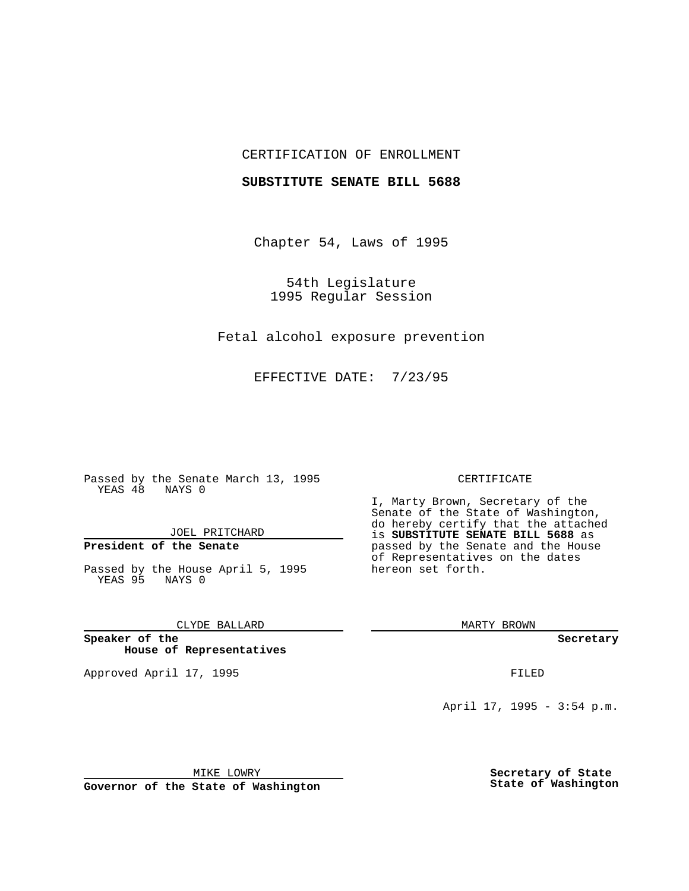CERTIFICATION OF ENROLLMENT

**SUBSTITUTE SENATE BILL 5688**

Chapter 54, Laws of 1995

54th Legislature
1995 Regular Session

Fetal alcohol exposure prevention

EFFECTIVE DATE: 7/23/95

Passed by the Senate March 13, 1995
YEAS 48 NAYS 0

JOEL PRITCHARD

**President of the Senate**

Passed by the House April 5, 1995
YEAS 95 NAYS 0

CLYDE BALLARD

**Speaker of the House of Representatives**

Approved April 17, 1995

MIKE LOWRY

**Governor of the State of Washington**

CERTIFICATE

I, Marty Brown, Secretary of the Senate of the State of Washington, do hereby certify that the attached is **SUBSTITUTE SENATE BILL 5688** as passed by the Senate and the House of Representatives on the dates hereon set forth.

MARTY BROWN

**Secretary**

FILED

April 17, 1995 - 3:54 p.m.

**Secretary of State State of Washington**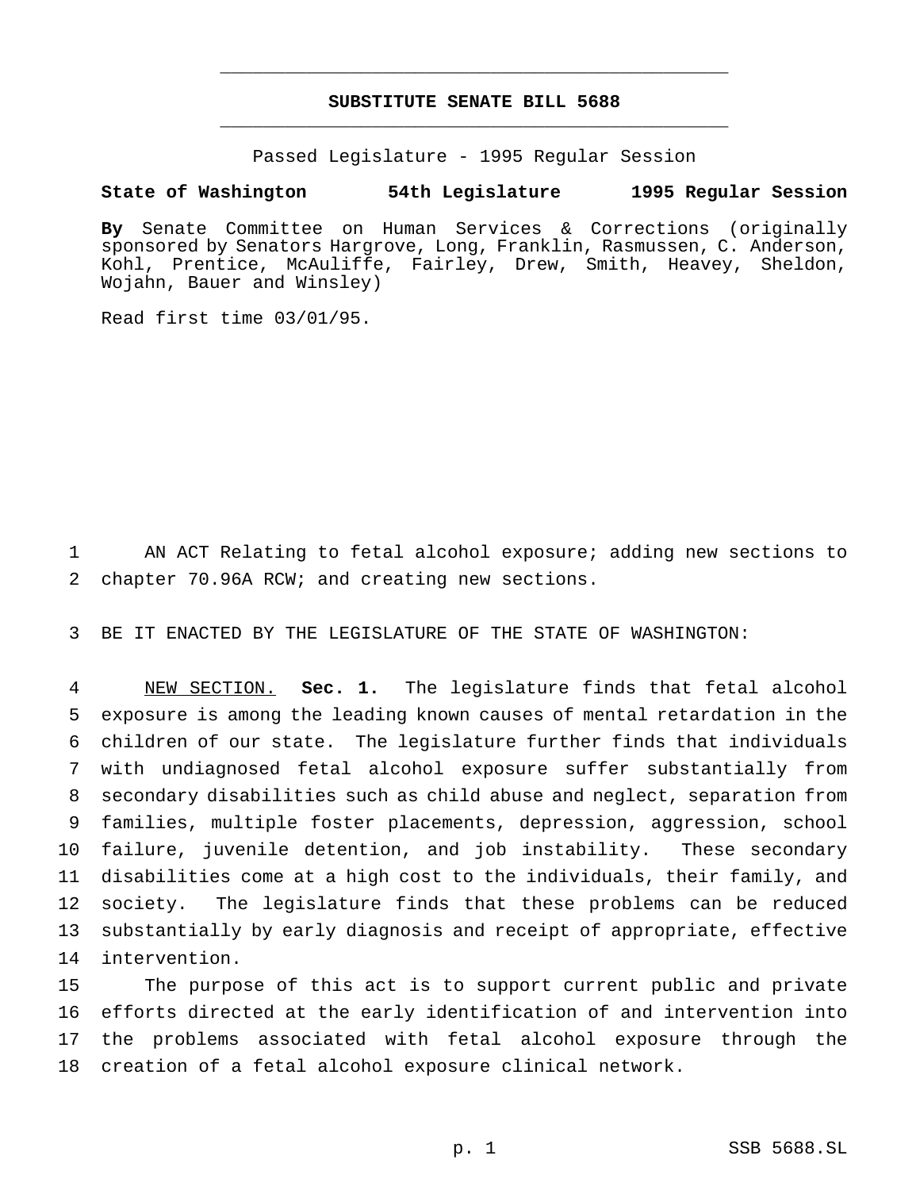# SUBSTITUTE SENATE BILL 5688

Passed Legislature - 1995 Regular Session

**State of Washington 54th Legislature 1995 Regular Session**

**By** Senate Committee on Human Services & Corrections (originally sponsored by Senators Hargrove, Long, Franklin, Rasmussen, C. Anderson, Kohl, Prentice, McAuliffe, Fairley, Drew, Smith, Heavey, Sheldon, Wojahn, Bauer and Winsley)

Read first time 03/01/95.

AN ACT Relating to fetal alcohol exposure; adding new sections to chapter 70.96A RCW; and creating new sections.

BE IT ENACTED BY THE LEGISLATURE OF THE STATE OF WASHINGTON:

NEW SECTION. **Sec. 1.** The legislature finds that fetal alcohol exposure is among the leading known causes of mental retardation in the children of our state. The legislature further finds that individuals with undiagnosed fetal alcohol exposure suffer substantially from secondary disabilities such as child abuse and neglect, separation from families, multiple foster placements, depression, aggression, school failure, juvenile detention, and job instability. These secondary disabilities come at a high cost to the individuals, their family, and society. The legislature finds that these problems can be reduced substantially by early diagnosis and receipt of appropriate, effective intervention.

The purpose of this act is to support current public and private efforts directed at the early identification of and intervention into the problems associated with fetal alcohol exposure through the creation of a fetal alcohol exposure clinical network.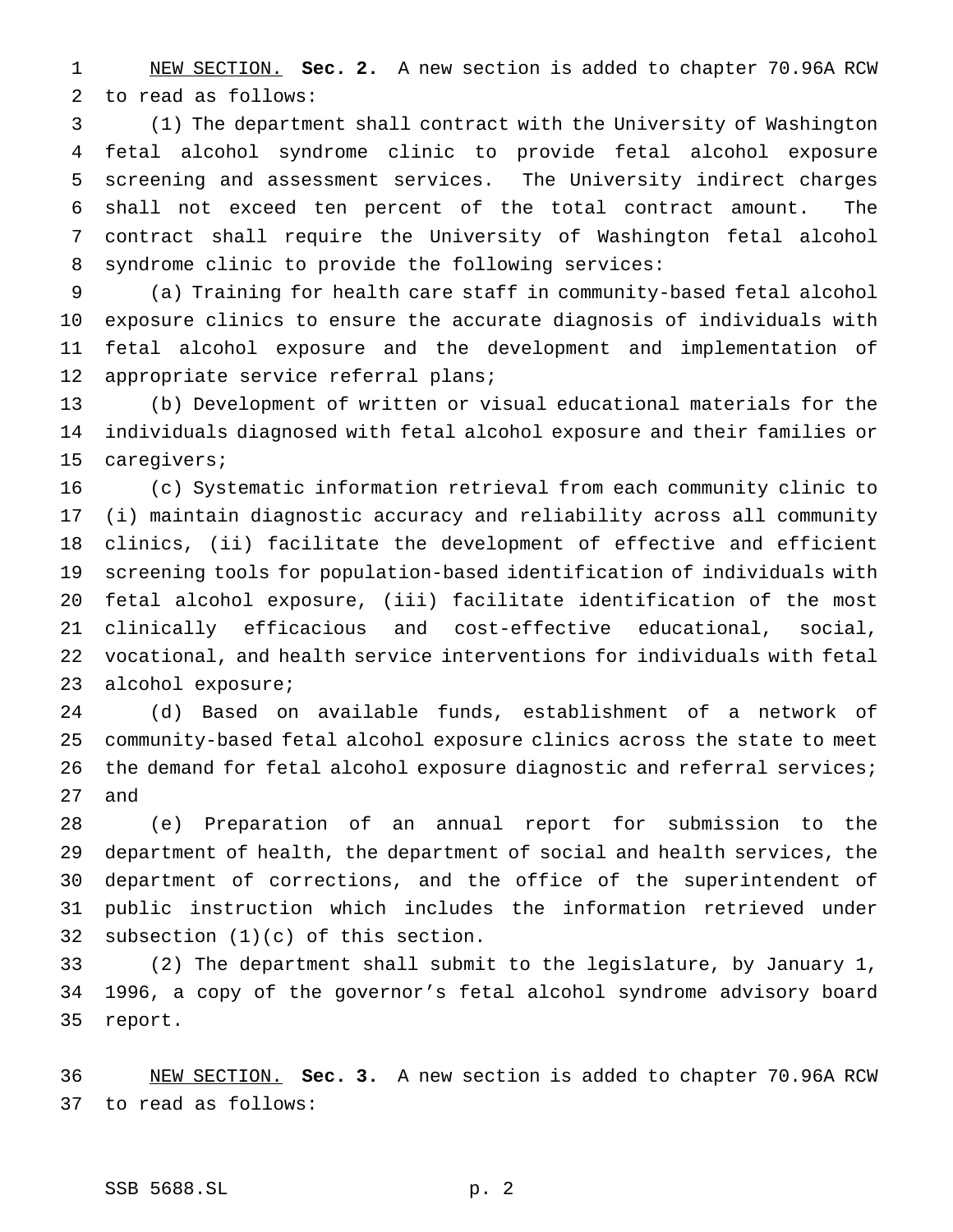NEW SECTION. **Sec. 2.** A new section is added to chapter 70.96A RCW to read as follows:

(1) The department shall contract with the University of Washington fetal alcohol syndrome clinic to provide fetal alcohol exposure screening and assessment services. The University indirect charges shall not exceed ten percent of the total contract amount. The contract shall require the University of Washington fetal alcohol syndrome clinic to provide the following services:

(a) Training for health care staff in community-based fetal alcohol exposure clinics to ensure the accurate diagnosis of individuals with fetal alcohol exposure and the development and implementation of appropriate service referral plans;

(b) Development of written or visual educational materials for the individuals diagnosed with fetal alcohol exposure and their families or caregivers;

(c) Systematic information retrieval from each community clinic to (i) maintain diagnostic accuracy and reliability across all community clinics, (ii) facilitate the development of effective and efficient screening tools for population-based identification of individuals with fetal alcohol exposure, (iii) facilitate identification of the most clinically efficacious and cost-effective educational, social, vocational, and health service interventions for individuals with fetal alcohol exposure;

(d) Based on available funds, establishment of a network of community-based fetal alcohol exposure clinics across the state to meet the demand for fetal alcohol exposure diagnostic and referral services; and

(e) Preparation of an annual report for submission to the department of health, the department of social and health services, the department of corrections, and the office of the superintendent of public instruction which includes the information retrieved under subsection (1)(c) of this section.

(2) The department shall submit to the legislature, by January 1, 1996, a copy of the governor's fetal alcohol syndrome advisory board report.

NEW SECTION. **Sec. 3.** A new section is added to chapter 70.96A RCW to read as follows: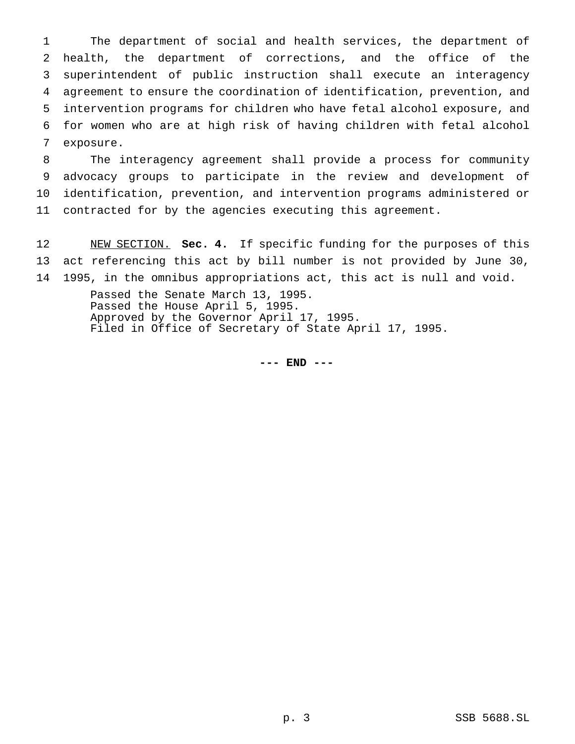The department of social and health services, the department of health, the department of corrections, and the office of the superintendent of public instruction shall execute an interagency agreement to ensure the coordination of identification, prevention, and intervention programs for children who have fetal alcohol exposure, and for women who are at high risk of having children with fetal alcohol exposure.

The interagency agreement shall provide a process for community advocacy groups to participate in the review and development of identification, prevention, and intervention programs administered or contracted for by the agencies executing this agreement.

NEW SECTION. **Sec. 4.** If specific funding for the purposes of this act referencing this act by bill number is not provided by June 30, 1995, in the omnibus appropriations act, this act is null and void.

Passed the Senate March 13, 1995.
Passed the House April 5, 1995.
Approved by the Governor April 17, 1995.
Filed in Office of Secretary of State April 17, 1995.

**--- END ---**